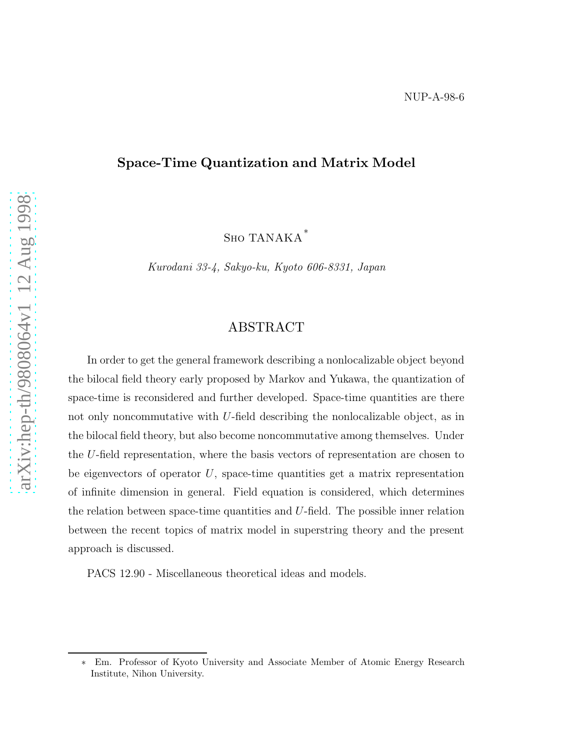NUP-A-98-6

# Space-Time Quantization and Matrix Model

Sho TANAKA*

*Kurodani 33-4, Sakyo-ku, Kyoto 606-8331, Japan*

## ABSTRACT

In order to get the general framework describing a nonlocalizable object beyond the bilocal field theory early proposed by Markov and Yukawa, the quantization of space-time is reconsidered and further developed. Space-time quantities are there not only noncommutative with $U$-field describing the nonlocalizable object, as in the bilocal field theory, but also become noncommutative among themselves. Under the $U$-field representation, where the basis vectors of representation are chosen to be eigenvectors of operator $U$, space-time quantities get a matrix representation of infinite dimension in general. Field equation is considered, which determines the relation between space-time quantities and $U$-field. The possible inner relation between the recent topics of matrix model in superstring theory and the present approach is discussed.

PACS 12.90 - Miscellaneous theoretical ideas and models.

---

* Em. Professor of Kyoto University and Associate Member of Atomic Energy Research Institute, Nihon University.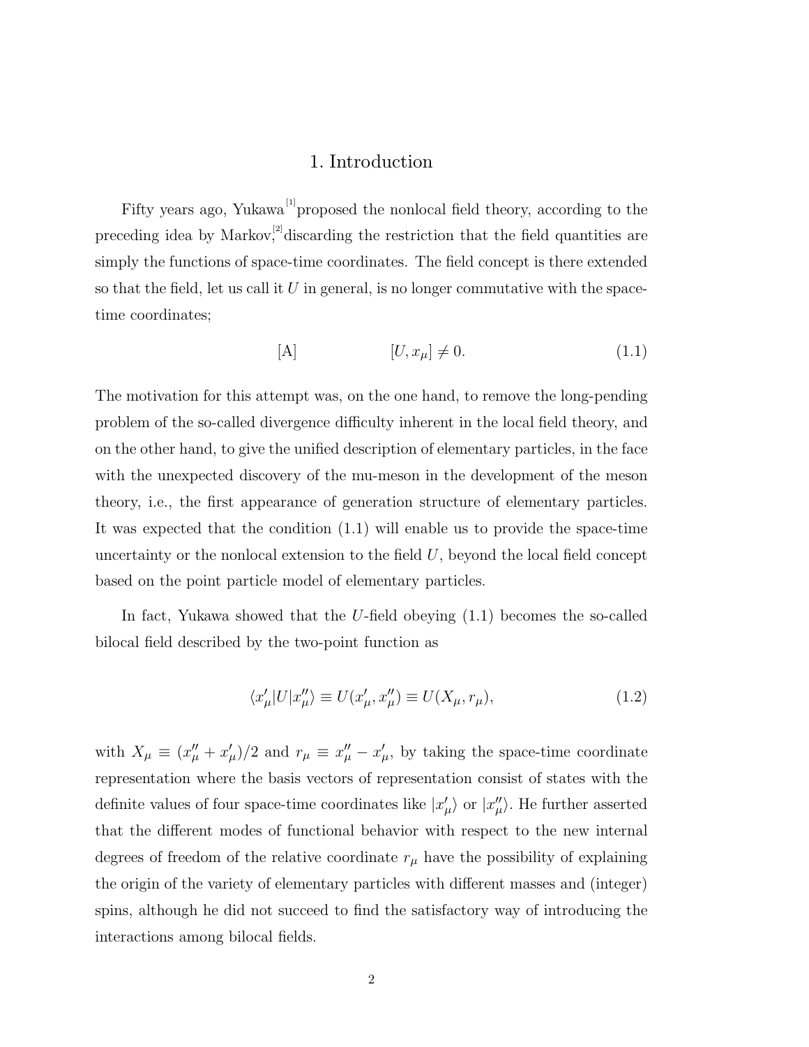# 1. Introduction

Fifty years ago, Yukawa[1] proposed the nonlocal field theory, according to the preceding idea by Markov,[2] discarding the restriction that the field quantities are simply the functions of space-time coordinates. The field concept is there extended so that the field, let us call it $U$ in general, is no longer commutative with the space-time coordinates;

$$\text{[A]} \qquad\qquad [U, x_\mu] \neq 0. \tag{1.1}$$

The motivation for this attempt was, on the one hand, to remove the long-pending problem of the so-called divergence difficulty inherent in the local field theory, and on the other hand, to give the unified description of elementary particles, in the face with the unexpected discovery of the mu-meson in the development of the meson theory, i.e., the first appearance of generation structure of elementary particles. It was expected that the condition (1.1) will enable us to provide the space-time uncertainty or the nonlocal extension to the field $U$, beyond the local field concept based on the point particle model of elementary particles.

In fact, Yukawa showed that the $U$-field obeying (1.1) becomes the so-called bilocal field described by the two-point function as

$$\langle x'_\mu | U | x''_\mu \rangle \equiv U(x'_\mu, x''_\mu) \equiv U(X_\mu, r_\mu), \tag{1.2}$$

with $X_\mu \equiv (x''_\mu + x'_\mu)/2$ and $r_\mu \equiv x''_\mu - x'_\mu$, by taking the space-time coordinate representation where the basis vectors of representation consist of states with the definite values of four space-time coordinates like $|x'_\mu\rangle$ or $|x''_\mu\rangle$. He further asserted that the different modes of functional behavior with respect to the new internal degrees of freedom of the relative coordinate $r_\mu$ have the possibility of explaining the origin of the variety of elementary particles with different masses and (integer) spins, although he did not succeed to find the satisfactory way of introducing the interactions among bilocal fields.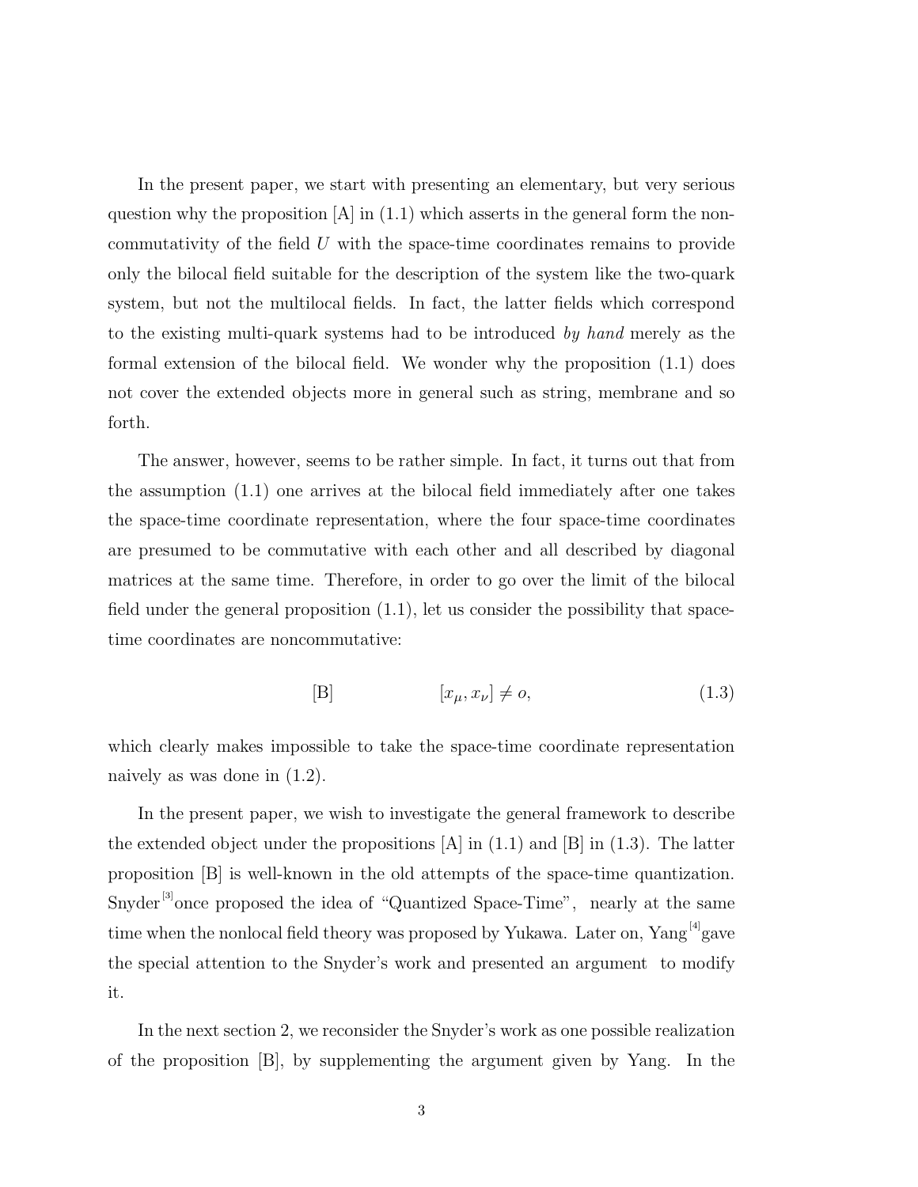In the present paper, we start with presenting an elementary, but very serious question why the proposition [A] in (1.1) which asserts in the general form the non-commutativity of the field $U$ with the space-time coordinates remains to provide only the bilocal field suitable for the description of the system like the two-quark system, but not the multilocal fields. In fact, the latter fields which correspond to the existing multi-quark systems had to be introduced *by hand* merely as the formal extension of the bilocal field. We wonder why the proposition (1.1) does not cover the extended objects more in general such as string, membrane and so forth.

The answer, however, seems to be rather simple. In fact, it turns out that from the assumption (1.1) one arrives at the bilocal field immediately after one takes the space-time coordinate representation, where the four space-time coordinates are presumed to be commutative with each other and all described by diagonal matrices at the same time. Therefore, in order to go over the limit of the bilocal field under the general proposition (1.1), let us consider the possibility that space-time coordinates are noncommutative:

$$\text{[B]} \qquad\qquad [x_\mu, x_\nu] \neq o, \tag{1.3}$$

which clearly makes impossible to take the space-time coordinate representation naively as was done in (1.2).

In the present paper, we wish to investigate the general framework to describe the extended object under the propositions [A] in (1.1) and [B] in (1.3). The latter proposition [B] is well-known in the old attempts of the space-time quantization. Snyder[3] once proposed the idea of "Quantized Space-Time", nearly at the same time when the nonlocal field theory was proposed by Yukawa. Later on, Yang[4] gave the special attention to the Snyder's work and presented an argument to modify it.

In the next section 2, we reconsider the Snyder's work as one possible realization of the proposition [B], by supplementing the argument given by Yang. In the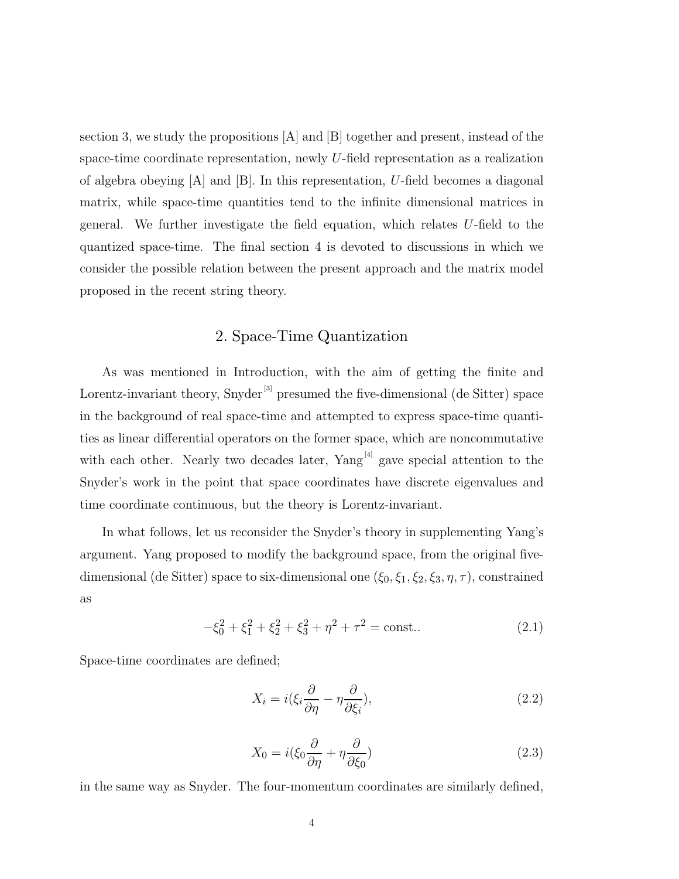section 3, we study the propositions [A] and [B] together and present, instead of the space-time coordinate representation, newly $U$-field representation as a realization of algebra obeying [A] and [B]. In this representation, $U$-field becomes a diagonal matrix, while space-time quantities tend to the infinite dimensional matrices in general. We further investigate the field equation, which relates $U$-field to the quantized space-time. The final section 4 is devoted to discussions in which we consider the possible relation between the present approach and the matrix model proposed in the recent string theory.

## 2. Space-Time Quantization

As was mentioned in Introduction, with the aim of getting the finite and Lorentz-invariant theory, Snyder[3] presumed the five-dimensional (de Sitter) space in the background of real space-time and attempted to express space-time quantities as linear differential operators on the former space, which are noncommutative with each other. Nearly two decades later, Yang[4] gave special attention to the Snyder's work in the point that space coordinates have discrete eigenvalues and time coordinate continuous, but the theory is Lorentz-invariant.

In what follows, let us reconsider the Snyder's theory in supplementing Yang's argument. Yang proposed to modify the background space, from the original five-dimensional (de Sitter) space to six-dimensional one $(\xi_0, \xi_1, \xi_2, \xi_3, \eta, \tau)$, constrained as

$$-\xi_0^2 + \xi_1^2 + \xi_2^2 + \xi_3^2 + \eta^2 + \tau^2 = \text{const.}. \tag{2.1}$$

Space-time coordinates are defined;

$$X_i = i(\xi_i \frac{\partial}{\partial \eta} - \eta \frac{\partial}{\partial \xi_i}), \tag{2.2}$$

$$X_0 = i(\xi_0 \frac{\partial}{\partial \eta} + \eta \frac{\partial}{\partial \xi_0}) \tag{2.3}$$

in the same way as Snyder. The four-momentum coordinates are similarly defined,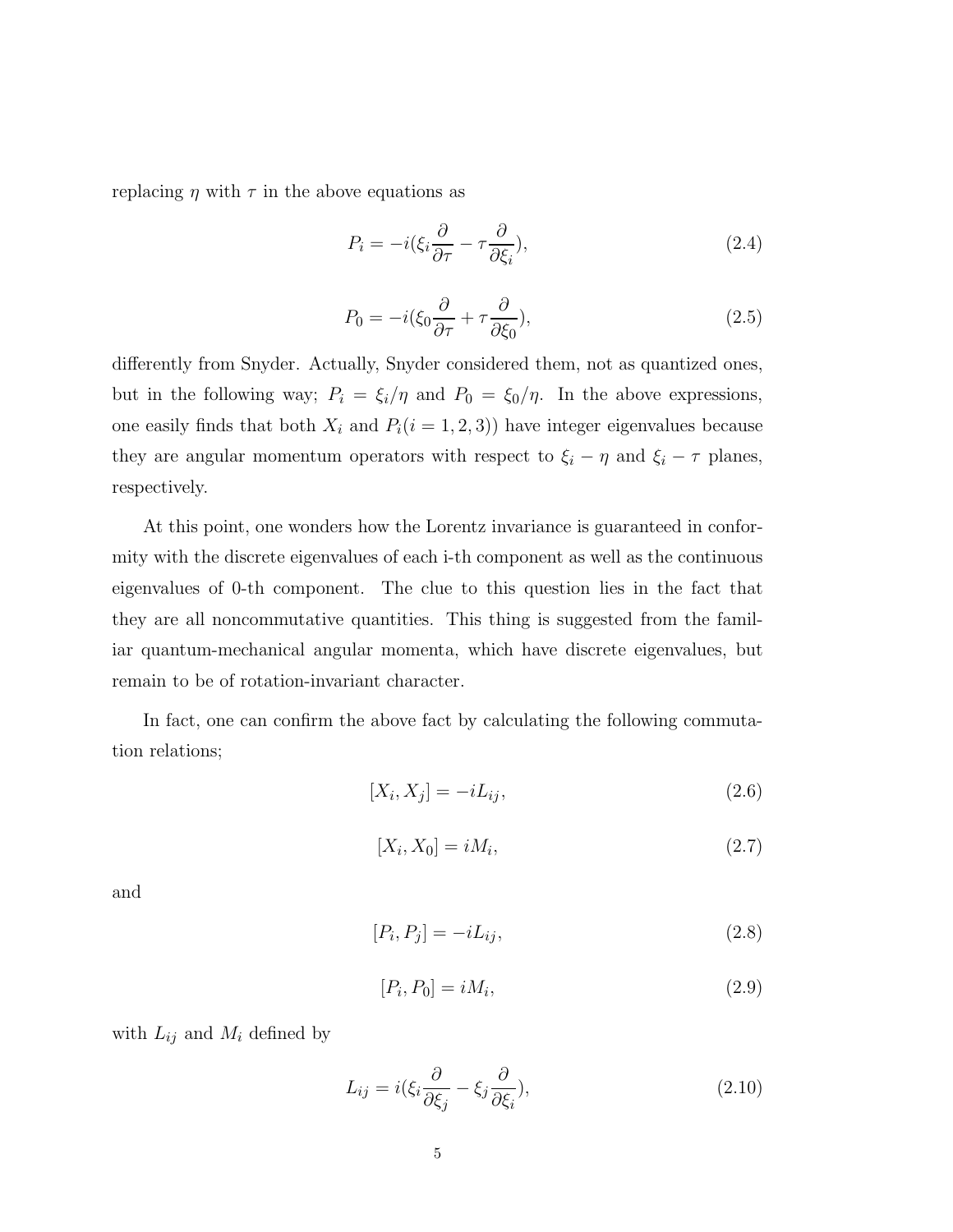replacing $\eta$ with $\tau$ in the above equations as

$$P_i = -i(\xi_i \frac{\partial}{\partial \tau} - \tau \frac{\partial}{\partial \xi_i}), \tag{2.4}$$

$$P_0 = -i(\xi_0 \frac{\partial}{\partial \tau} + \tau \frac{\partial}{\partial \xi_0}), \tag{2.5}$$

differently from Snyder. Actually, Snyder considered them, not as quantized ones, but in the following way; $P_i = \xi_i / \eta$ and $P_0 = \xi_0 / \eta$. In the above expressions, one easily finds that both $X_i$ and $P_i (i = 1, 2, 3))$ have integer eigenvalues because they are angular momentum operators with respect to $\xi_i - \eta$ and $\xi_i - \tau$ planes, respectively.

At this point, one wonders how the Lorentz invariance is guaranteed in conformity with the discrete eigenvalues of each i-th component as well as the continuous eigenvalues of 0-th component. The clue to this question lies in the fact that they are all noncommutative quantities. This thing is suggested from the familiar quantum-mechanical angular momenta, which have discrete eigenvalues, but remain to be of rotation-invariant character.

In fact, one can confirm the above fact by calculating the following commutation relations;

$$[X_i, X_j] = -iL_{ij}, \tag{2.6}$$

$$[X_i, X_0] = iM_i, \tag{2.7}$$

and

$$[P_i, P_j] = -iL_{ij}, \tag{2.8}$$

$$[P_i, P_0] = iM_i, \tag{2.9}$$

with $L_{ij}$ and $M_i$ defined by

$$L_{ij} = i(\xi_i \frac{\partial}{\partial \xi_j} - \xi_j \frac{\partial}{\partial \xi_i}), \tag{2.10}$$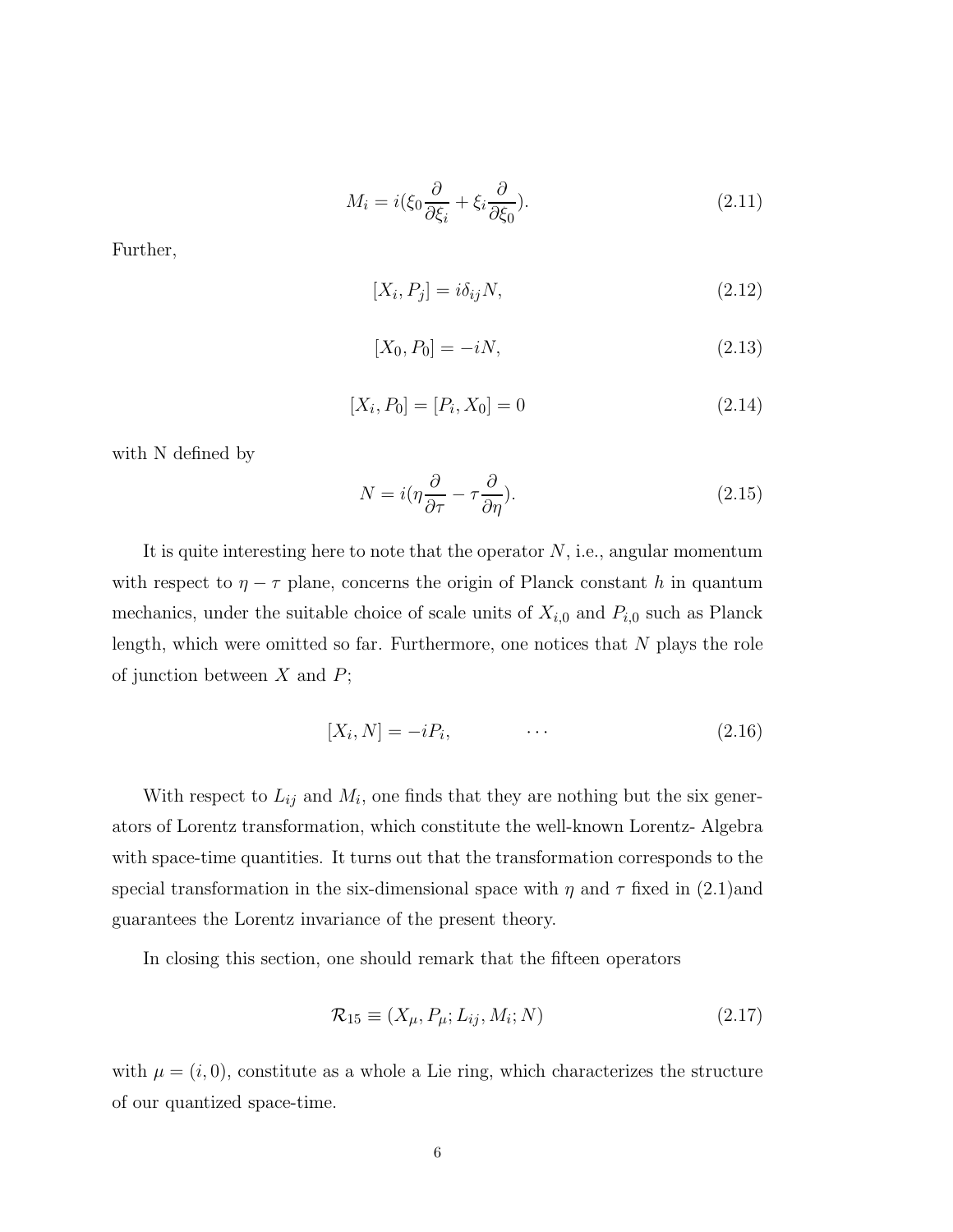$$M_i = i(\xi_0 \frac{\partial}{\partial \xi_i} + \xi_i \frac{\partial}{\partial \xi_0}). \tag{2.11}$$

Further,

$$[X_i, P_j] = i\delta_{ij} N, \tag{2.12}$$

$$[X_0, P_0] = -iN, \tag{2.13}$$

$$[X_i, P_0] = [P_i, X_0] = 0 \tag{2.14}$$

with N defined by

$$N = i(\eta \frac{\partial}{\partial \tau} - \tau \frac{\partial}{\partial \eta}). \tag{2.15}$$

It is quite interesting here to note that the operator $N$, i.e., angular momentum with respect to $\eta - \tau$ plane, concerns the origin of Planck constant $h$ in quantum mechanics, under the suitable choice of scale units of $X_{i,0}$ and $P_{i,0}$ such as Planck length, which were omitted so far. Furthermore, one notices that $N$ plays the role of junction between $X$ and $P$;

$$[X_i, N] = -iP_i, \qquad \cdots \tag{2.16}$$

With respect to $L_{ij}$ and $M_i$, one finds that they are nothing but the six generators of Lorentz transformation, which constitute the well-known Lorentz- Algebra with space-time quantities. It turns out that the transformation corresponds to the special transformation in the six-dimensional space with $\eta$ and $\tau$ fixed in (2.1)and guarantees the Lorentz invariance of the present theory.

In closing this section, one should remark that the fifteen operators

$$\mathcal{R}_{15} \equiv (X_\mu, P_\mu; L_{ij}, M_i; N) \tag{2.17}$$

with $\mu = (i, 0)$, constitute as a whole a Lie ring, which characterizes the structure of our quantized space-time.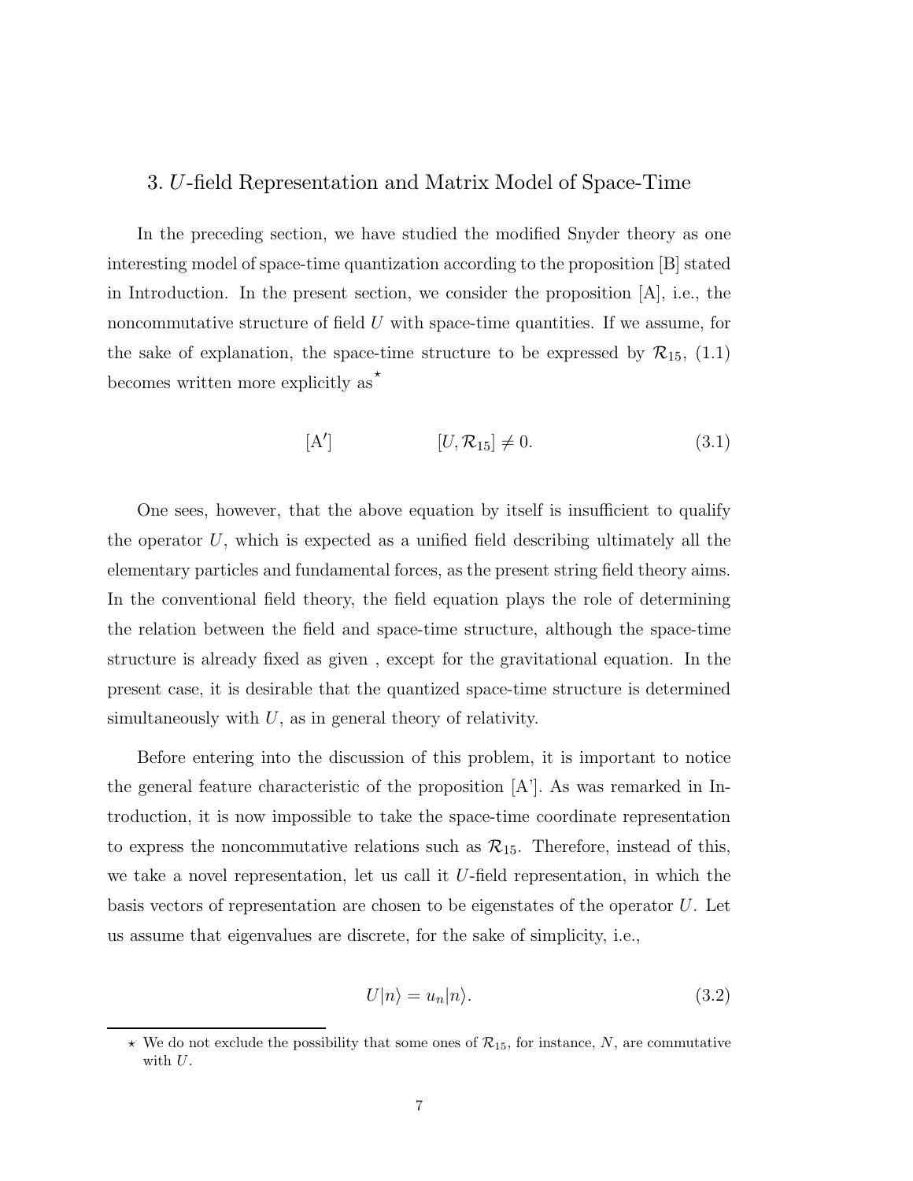## 3. $U$-field Representation and Matrix Model of Space-Time

In the preceding section, we have studied the modified Snyder theory as one interesting model of space-time quantization according to the proposition [B] stated in Introduction. In the present section, we consider the proposition [A], i.e., the noncommutative structure of field $U$ with space-time quantities. If we assume, for the sake of explanation, the space-time structure to be expressed by $\mathcal{R}_{15}$, (1.1) becomes written more explicitly as[⋆]

$$[\mathrm{A}'] \qquad\qquad [U, \mathcal{R}_{15}] \neq 0. \tag{3.1}$$

One sees, however, that the above equation by itself is insufficient to qualify the operator $U$, which is expected as a unified field describing ultimately all the elementary particles and fundamental forces, as the present string field theory aims. In the conventional field theory, the field equation plays the role of determining the relation between the field and space-time structure, although the space-time structure is already fixed as given , except for the gravitational equation. In the present case, it is desirable that the quantized space-time structure is determined simultaneously with $U$, as in general theory of relativity.

Before entering into the discussion of this problem, it is important to notice the general feature characteristic of the proposition [A']. As was remarked in Introduction, it is now impossible to take the space-time coordinate representation to express the noncommutative relations such as $\mathcal{R}_{15}$. Therefore, instead of this, we take a novel representation, let us call it $U$-field representation, in which the basis vectors of representation are chosen to be eigenstates of the operator $U$. Let us assume that eigenvalues are discrete, for the sake of simplicity, i.e.,

$$U|n\rangle = u_n|n\rangle. \tag{3.2}$$

⋆ We do not exclude the possibility that some ones of $\mathcal{R}_{15}$, for instance, $N$, are commutative with $U$.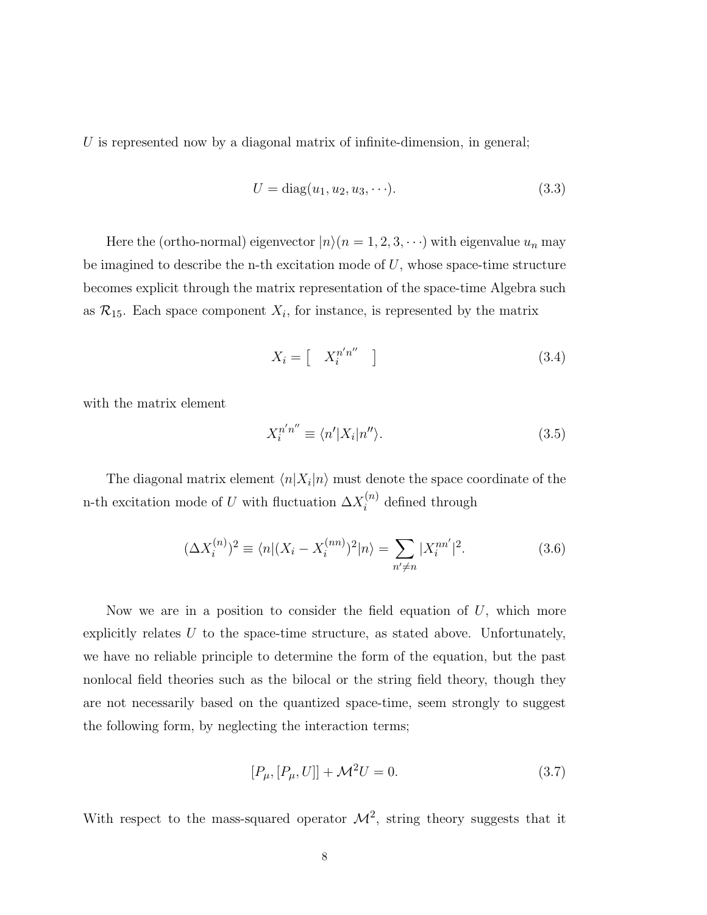$U$ is represented now by a diagonal matrix of infinite-dimension, in general;

$$U = \mathrm{diag}(u_1, u_2, u_3, \cdots). \tag{3.3}$$

Here the (ortho-normal) eigenvector $|n\rangle (n = 1, 2, 3, \cdots)$ with eigenvalue $u_n$ may be imagined to describe the n-th excitation mode of $U$, whose space-time structure becomes explicit through the matrix representation of the space-time Algebra such as $\mathcal{R}_{15}$. Each space component $X_i$, for instance, is represented by the matrix

$$X_i = \left[ \quad X_i^{n'n''} \quad \right] \tag{3.4}$$

with the matrix element

$$X_i^{n'n''} \equiv \langle n'|X_i|n''\rangle. \tag{3.5}$$

The diagonal matrix element $\langle n|X_i|n\rangle$ must denote the space coordinate of the n-th excitation mode of $U$ with fluctuation $\Delta X_i^{(n)}$ defined through

$$(\Delta X_i^{(n)})^2 \equiv \langle n|(X_i - X_i^{(nn)})^2|n\rangle = \sum_{n' \neq n} |X_i^{nn'}|^2. \tag{3.6}$$

Now we are in a position to consider the field equation of $U$, which more explicitly relates $U$ to the space-time structure, as stated above. Unfortunately, we have no reliable principle to determine the form of the equation, but the past nonlocal field theories such as the bilocal or the string field theory, though they are not necessarily based on the quantized space-time, seem strongly to suggest the following form, by neglecting the interaction terms;

$$[P_\mu, [P_\mu, U]] + \mathcal{M}^2 U = 0. \tag{3.7}$$

With respect to the mass-squared operator $\mathcal{M}^2$, string theory suggests that it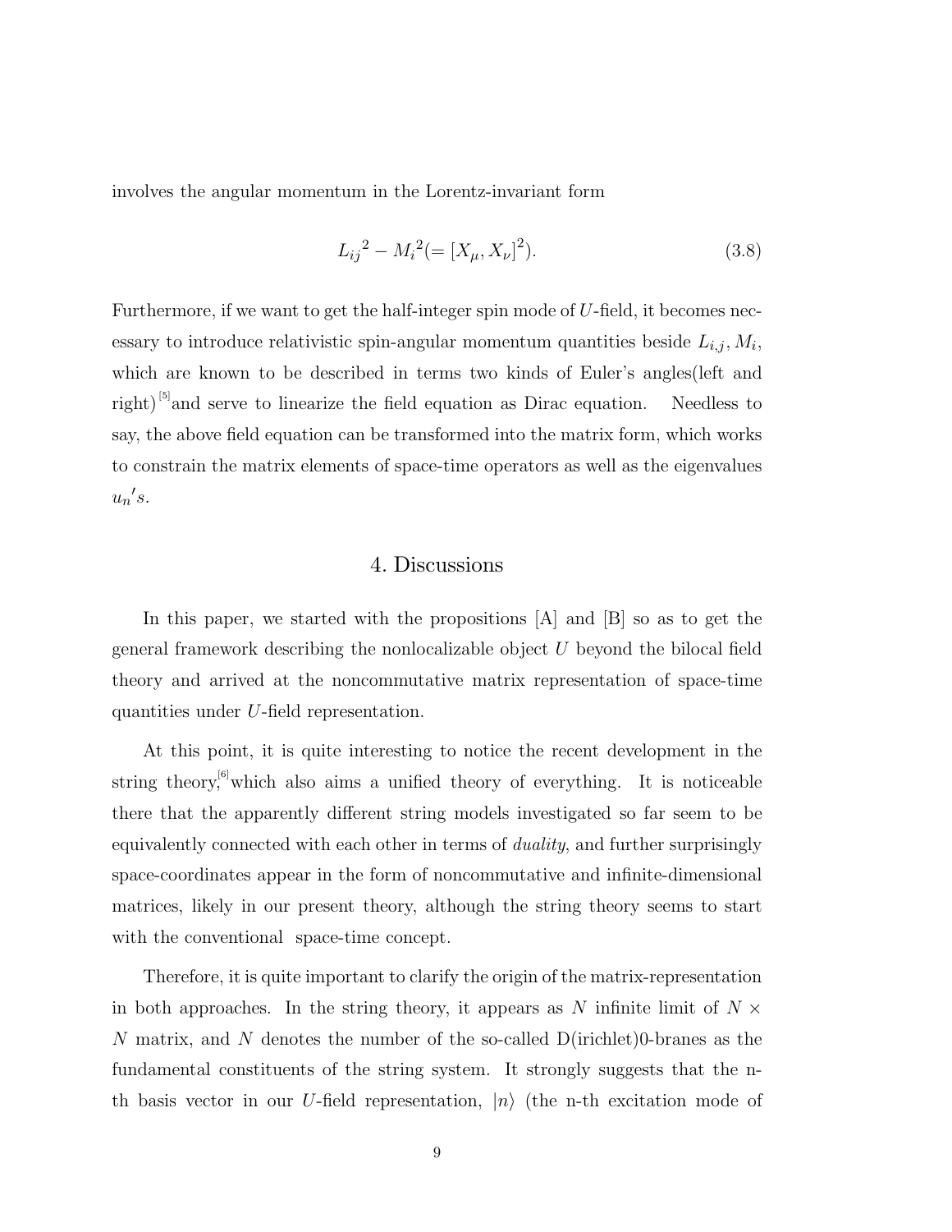involves the angular momentum in the Lorentz-invariant form

$$
{L_{ij}}^2 - {M_i}^2 (= [X_\mu, X_\nu]^2). \tag{3.8}
$$

Furthermore, if we want to get the half-integer spin mode of $U$-field, it becomes necessary to introduce relativistic spin-angular momentum quantities beside $L_{i,j}, M_i$, which are known to be described in terms two kinds of Euler's angles(left and right)[5]and serve to linearize the field equation as Dirac equation. Needless to say, the above field equation can be transformed into the matrix form, which works to constrain the matrix elements of space-time operators as well as the eigenvalues $u_n{}'s$.

## 4. Discussions

In this paper, we started with the propositions [A] and [B] so as to get the general framework describing the nonlocalizable object $U$ beyond the bilocal field theory and arrived at the noncommutative matrix representation of space-time quantities under $U$-field representation.

At this point, it is quite interesting to notice the recent development in the string theory,[6]which also aims a unified theory of everything. It is noticeable there that the apparently different string models investigated so far seem to be equivalently connected with each other in terms of *duality*, and further surprisingly space-coordinates appear in the form of noncommutative and infinite-dimensional matrices, likely in our present theory, although the string theory seems to start with the conventional space-time concept.

Therefore, it is quite important to clarify the origin of the matrix-representation in both approaches. In the string theory, it appears as $N$ infinite limit of $N \times N$ matrix, and $N$ denotes the number of the so-called D(irichlet)0-branes as the fundamental constituents of the string system. It strongly suggests that the n-th basis vector in our $U$-field representation, $|n\rangle$ (the n-th excitation mode of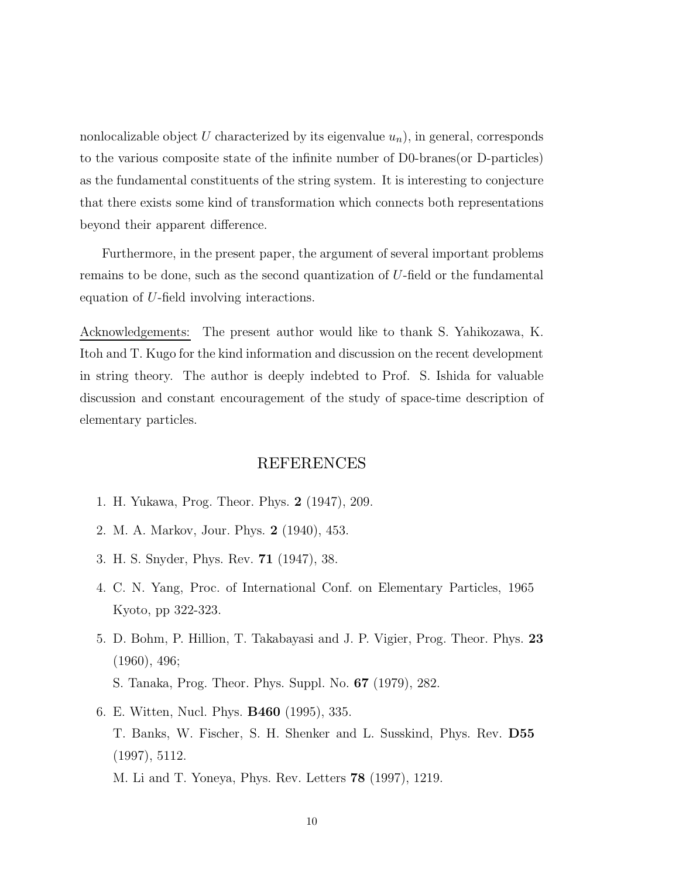nonlocalizable object $U$ characterized by its eigenvalue $u_n$), in general, corresponds to the various composite state of the infinite number of D0-branes(or D-particles) as the fundamental constituents of the string system. It is interesting to conjecture that there exists some kind of transformation which connects both representations beyond their apparent difference.

Furthermore, in the present paper, the argument of several important problems remains to be done, such as the second quantization of $U$-field or the fundamental equation of $U$-field involving interactions.

Acknowledgements: The present author would like to thank S. Yahikozawa, K. Itoh and T. Kugo for the kind information and discussion on the recent development in string theory. The author is deeply indebted to Prof. S. Ishida for valuable discussion and constant encouragement of the study of space-time description of elementary particles.

## REFERENCES

1. H. Yukawa, Prog. Theor. Phys. **2** (1947), 209.
2. M. A. Markov, Jour. Phys. **2** (1940), 453.
3. H. S. Snyder, Phys. Rev. **71** (1947), 38.
4. C. N. Yang, Proc. of International Conf. on Elementary Particles, 1965 Kyoto, pp 322-323.
5. D. Bohm, P. Hillion, T. Takabayasi and J. P. Vigier, Prog. Theor. Phys. **23** (1960), 496;
   S. Tanaka, Prog. Theor. Phys. Suppl. No. **67** (1979), 282.
6. E. Witten, Nucl. Phys. **B460** (1995), 335.
   T. Banks, W. Fischer, S. H. Shenker and L. Susskind, Phys. Rev. **D55** (1997), 5112.
   M. Li and T. Yoneya, Phys. Rev. Letters **78** (1997), 1219.